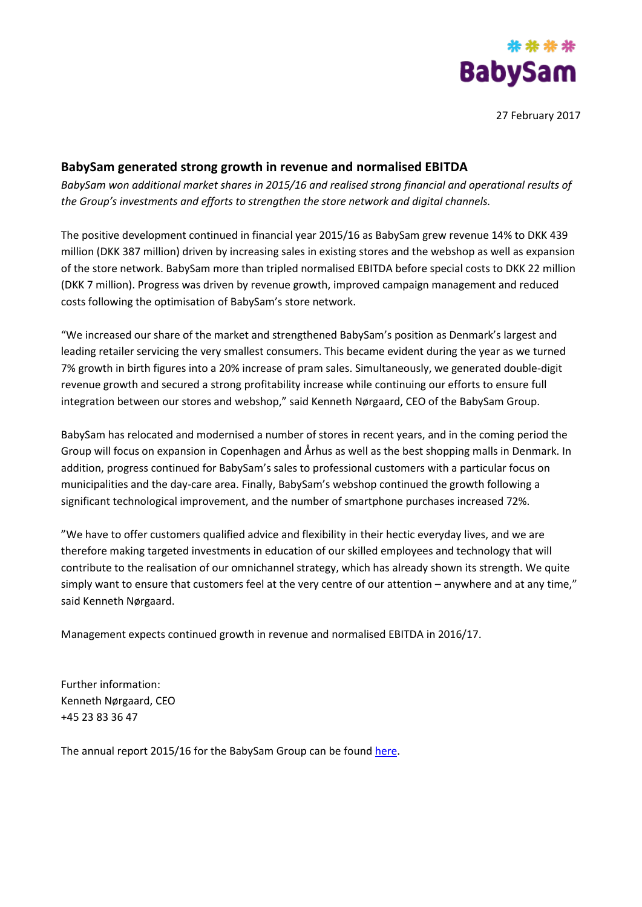BabySam

27 February 2017

## BabySam generated strong growth in revenue and normalised EBITDA

*BabySam won additional market shares in 2015/16 and realised strong financial and operational results of the Group's investments and efforts to strengthen the store network and digital channels.*

The positive development continued in financial year 2015/16 as BabySam grew revenue 14% to DKK 439 million (DKK 387 million) driven by increasing sales in existing stores and the webshop as well as expansion of the store network. BabySam more than tripled normalised EBITDA before special costs to DKK 22 million (DKK 7 million). Progress was driven by revenue growth, improved campaign management and reduced costs following the optimisation of BabySam's store network.

"We increased our share of the market and strengthened BabySam's position as Denmark's largest and leading retailer servicing the very smallest consumers. This became evident during the year as we turned 7% growth in birth figures into a 20% increase of pram sales. Simultaneously, we generated double-digit revenue growth and secured a strong profitability increase while continuing our efforts to ensure full integration between our stores and webshop," said Kenneth Nørgaard, CEO of the BabySam Group.

BabySam has relocated and modernised a number of stores in recent years, and in the coming period the Group will focus on expansion in Copenhagen and Århus as well as the best shopping malls in Denmark. In addition, progress continued for BabySam's sales to professional customers with a particular focus on municipalities and the day-care area. Finally, BabySam's webshop continued the growth following a significant technological improvement, and the number of smartphone purchases increased 72%.

"We have to offer customers qualified advice and flexibility in their hectic everyday lives, and we are therefore making targeted investments in education of our skilled employees and technology that will contribute to the realisation of our omnichannel strategy, which has already shown its strength. We quite simply want to ensure that customers feel at the very centre of our attention – anywhere and at any time," said Kenneth Nørgaard.

Management expects continued growth in revenue and normalised EBITDA in 2016/17.

Further information:
Kenneth Nørgaard, CEO
+45 23 83 36 47

The annual report 2015/16 for the BabySam Group can be found here.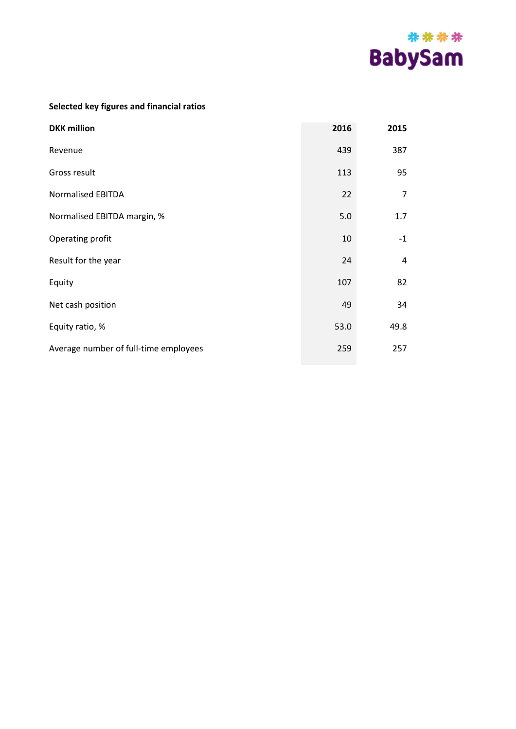**Selected key figures and financial ratios**

| DKK million | 2016 | 2015 |
| --- | --- | --- |
| Revenue | 439 | 387 |
| Gross result | 113 | 95 |
| Normalised EBITDA | 22 | 7 |
| Normalised EBITDA margin, % | 5.0 | 1.7 |
| Operating profit | 10 | -1 |
| Result for the year | 24 | 4 |
| Equity | 107 | 82 |
| Net cash position | 49 | 34 |
| Equity ratio, % | 53.0 | 49.8 |
| Average number of full-time employees | 259 | 257 |